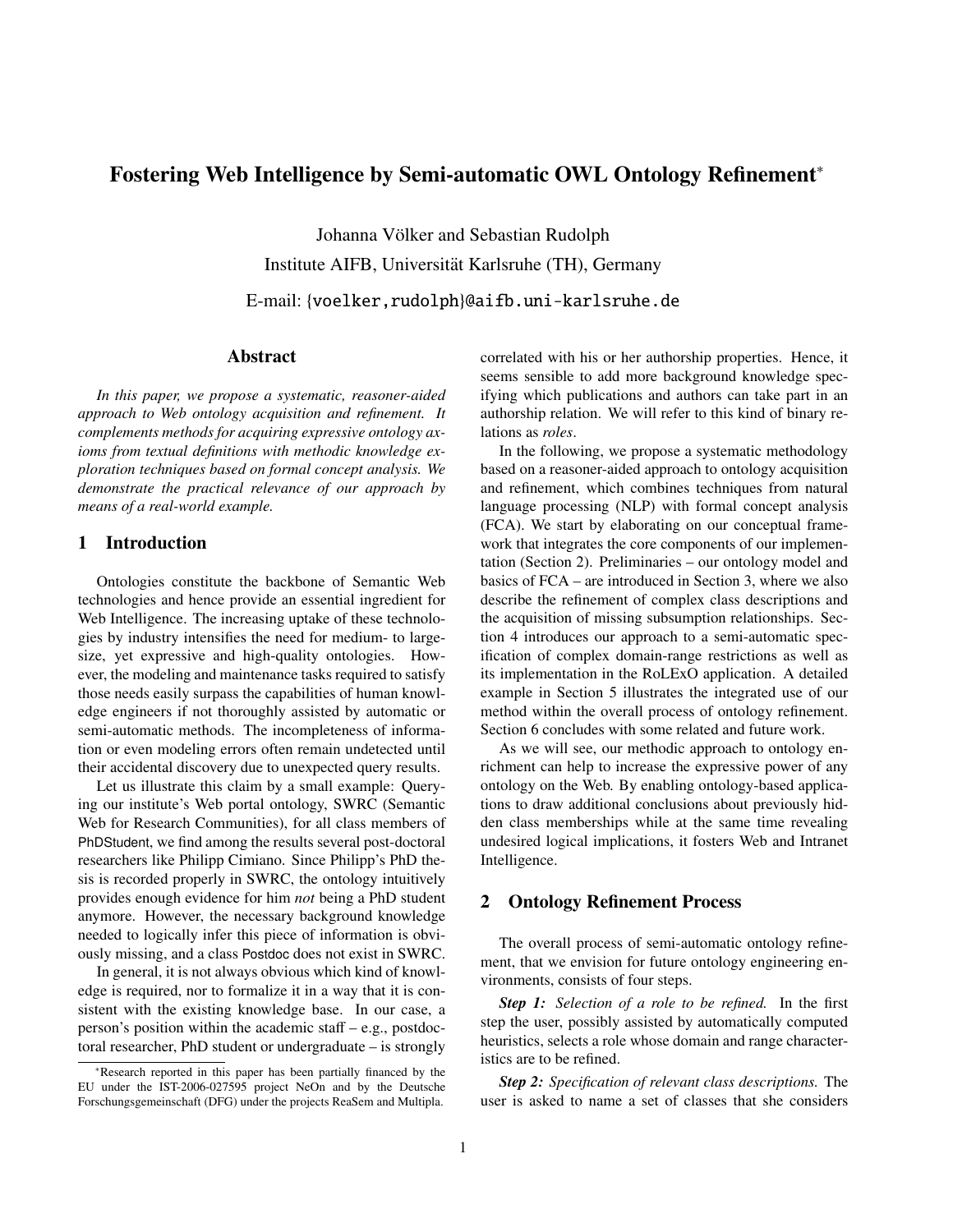# Fostering Web Intelligence by Semi-automatic OWL Ontology Refinement*

Johanna Völker and Sebastian Rudolph

Institute AIFB, Universität Karlsruhe (TH), Germany

E-mail: {voelker,rudolph}@aifb.uni-karlsruhe.de

## Abstract

*In this paper, we propose a systematic, reasoner-aided approach to Web ontology acquisition and refinement. It complements methods for acquiring expressive ontology axioms from textual definitions with methodic knowledge exploration techniques based on formal concept analysis. We demonstrate the practical relevance of our approach by means of a real-world example.*

## 1 Introduction

Ontologies constitute the backbone of Semantic Web technologies and hence provide an essential ingredient for Web Intelligence. The increasing uptake of these technologies by industry intensifies the need for medium- to large-size, yet expressive and high-quality ontologies. However, the modeling and maintenance tasks required to satisfy those needs easily surpass the capabilities of human knowledge engineers if not thoroughly assisted by automatic or semi-automatic methods. The incompleteness of information or even modeling errors often remain undetected until their accidental discovery due to unexpected query results.

Let us illustrate this claim by a small example: Querying our institute's Web portal ontology, SWRC (Semantic Web for Research Communities), for all class members of PhDStudent, we find among the results several post-doctoral researchers like Philipp Cimiano. Since Philipp's PhD thesis is recorded properly in SWRC, the ontology intuitively provides enough evidence for him *not* being a PhD student anymore. However, the necessary background knowledge needed to logically infer this piece of information is obviously missing, and a class Postdoc does not exist in SWRC.

In general, it is not always obvious which kind of knowledge is required, nor to formalize it in a way that it is consistent with the existing knowledge base. In our case, a person's position within the academic staff – e.g., postdoctoral researcher, PhD student or undergraduate – is strongly correlated with his or her authorship properties. Hence, it seems sensible to add more background knowledge specifying which publications and authors can take part in an authorship relation. We will refer to this kind of binary relations as *roles*.

In the following, we propose a systematic methodology based on a reasoner-aided approach to ontology acquisition and refinement, which combines techniques from natural language processing (NLP) with formal concept analysis (FCA). We start by elaborating on our conceptual framework that integrates the core components of our implementation (Section 2). Preliminaries – our ontology model and basics of FCA – are introduced in Section 3, where we also describe the refinement of complex class descriptions and the acquisition of missing subsumption relationships. Section 4 introduces our approach to a semi-automatic specification of complex domain-range restrictions as well as its implementation in the RoLExO application. A detailed example in Section 5 illustrates the integrated use of our method within the overall process of ontology refinement. Section 6 concludes with some related and future work.

As we will see, our methodic approach to ontology enrichment can help to increase the expressive power of any ontology on the Web. By enabling ontology-based applications to draw additional conclusions about previously hidden class memberships while at the same time revealing undesired logical implications, it fosters Web and Intranet Intelligence.

## 2 Ontology Refinement Process

The overall process of semi-automatic ontology refinement, that we envision for future ontology engineering environments, consists of four steps.

***Step 1:*** *Selection of a role to be refined.* In the first step the user, possibly assisted by automatically computed heuristics, selects a role whose domain and range characteristics are to be refined.

***Step 2:*** *Specification of relevant class descriptions.* The user is asked to name a set of classes that she considers

---

*Research reported in this paper has been partially financed by the EU under the IST-2006-027595 project NeOn and by the Deutsche Forschungsgemeinschaft (DFG) under the projects ReaSem and Multipla.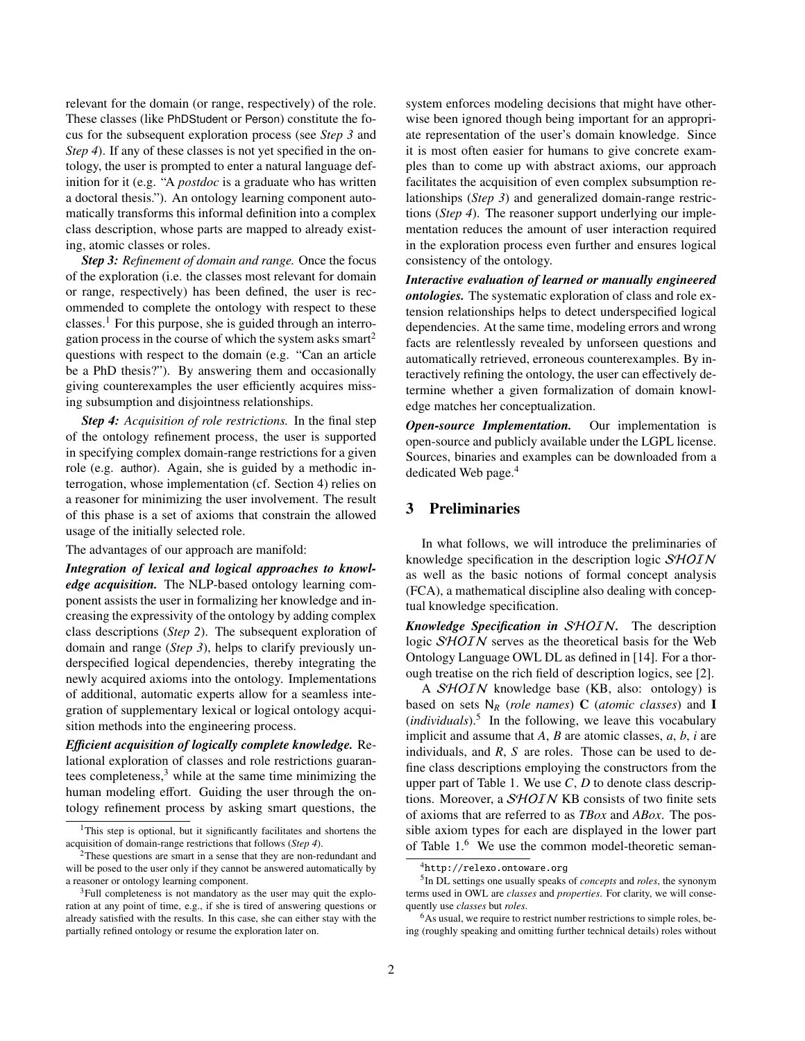relevant for the domain (or range, respectively) of the role. These classes (like PhDStudent or Person) constitute the focus for the subsequent exploration process (see *Step 3* and *Step 4*). If any of these classes is not yet specified in the ontology, the user is prompted to enter a natural language definition for it (e.g. "A *postdoc* is a graduate who has written a doctoral thesis."). An ontology learning component automatically transforms this informal definition into a complex class description, whose parts are mapped to already existing, atomic classes or roles.

***Step 3:*** *Refinement of domain and range.* Once the focus of the exploration (i.e. the classes most relevant for domain or range, respectively) has been defined, the user is recommended to complete the ontology with respect to these classes.[1] For this purpose, she is guided through an interrogation process in the course of which the system asks smart[2] questions with respect to the domain (e.g. "Can an article be a PhD thesis?"). By answering them and occasionally giving counterexamples the user efficiently acquires missing subsumption and disjointness relationships.

***Step 4:*** *Acquisition of role restrictions.* In the final step of the ontology refinement process, the user is supported in specifying complex domain-range restrictions for a given role (e.g. author). Again, she is guided by a methodic interrogation, whose implementation (cf. Section 4) relies on a reasoner for minimizing the user involvement. The result of this phase is a set of axioms that constrain the allowed usage of the initially selected role.

The advantages of our approach are manifold:

***Integration of lexical and logical approaches to knowledge acquisition.*** The NLP-based ontology learning component assists the user in formalizing her knowledge and increasing the expressivity of the ontology by adding complex class descriptions (*Step 2*). The subsequent exploration of domain and range (*Step 3*), helps to clarify previously underspecified logical dependencies, thereby integrating the newly acquired axioms into the ontology. Implementations of additional, automatic experts allow for a seamless integration of supplementary lexical or logical ontology acquisition methods into the engineering process.

***Efficient acquisition of logically complete knowledge.*** Relational exploration of classes and role restrictions guarantees completeness,[3] while at the same time minimizing the human modeling effort. Guiding the user through the ontology refinement process by asking smart questions, the system enforces modeling decisions that might have otherwise been ignored though being important for an appropriate representation of the user's domain knowledge. Since it is most often easier for humans to give concrete examples than to come up with abstract axioms, our approach facilitates the acquisition of even complex subsumption relationships (*Step 3*) and generalized domain-range restrictions (*Step 4*). The reasoner support underlying our implementation reduces the amount of user interaction required in the exploration process even further and ensures logical consistency of the ontology.

***Interactive evaluation of learned or manually engineered ontologies.*** The systematic exploration of class and role extension relationships helps to detect underspecified logical dependencies. At the same time, modeling errors and wrong facts are relentlessly revealed by unforseen questions and automatically retrieved, erroneous counterexamples. By interactively refining the ontology, the user can effectively determine whether a given formalization of domain knowledge matches her conceptualization.

***Open-source Implementation.*** Our implementation is open-source and publicly available under the LGPL license. Sources, binaries and examples can be downloaded from a dedicated Web page.[4]

## 3 Preliminaries

In what follows, we will introduce the preliminaries of knowledge specification in the description logic $\mathcal{SHOIN}$ as well as the basic notions of formal concept analysis (FCA), a mathematical discipline also dealing with conceptual knowledge specification.

***Knowledge Specification in $\mathcal{SHOIN}$.*** The description logic $\mathcal{SHOIN}$ serves as the theoretical basis for the Web Ontology Language OWL DL as defined in [14]. For a thorough treatise on the rich field of description logics, see [2].

A $\mathcal{SHOIN}$ knowledge base (KB, also: ontology) is based on sets $\mathsf{N}_R$ (*role names*) $\mathbf{C}$ (*atomic classes*) and $\mathbf{I}$ (*individuals*).[5] In the following, we leave this vocabulary implicit and assume that $A$, $B$ are atomic classes, $a$, $b$, $i$ are individuals, and $R$, $S$ are roles. Those can be used to define class descriptions employing the constructors from the upper part of Table 1. We use $C$, $D$ to denote class descriptions. Moreover, a $\mathcal{SHOIN}$ KB consists of two finite sets of axioms that are referred to as *TBox* and *ABox*. The possible axiom types for each are displayed in the lower part of Table 1.[6] We use the common model-theoretic seman-

[1] This step is optional, but it significantly facilitates and shortens the acquisition of domain-range restrictions that follows (*Step 4*).

[2] These questions are smart in a sense that they are non-redundant and will be posed to the user only if they cannot be answered automatically by a reasoner or ontology learning component.

[3] Full completeness is not mandatory as the user may quit the exploration at any point of time, e.g., if she is tired of answering questions or already satisfied with the results. In this case, she can either stay with the partially refined ontology or resume the exploration later on.

[4] http://relexo.ontoware.org

[5] In DL settings one usually speaks of *concepts* and *roles*, the synonym terms used in OWL are *classes* and *properties*. For clarity, we will consequently use *classes* but *roles*.

[6] As usual, we require to restrict number restrictions to simple roles, being (roughly speaking and omitting further technical details) roles without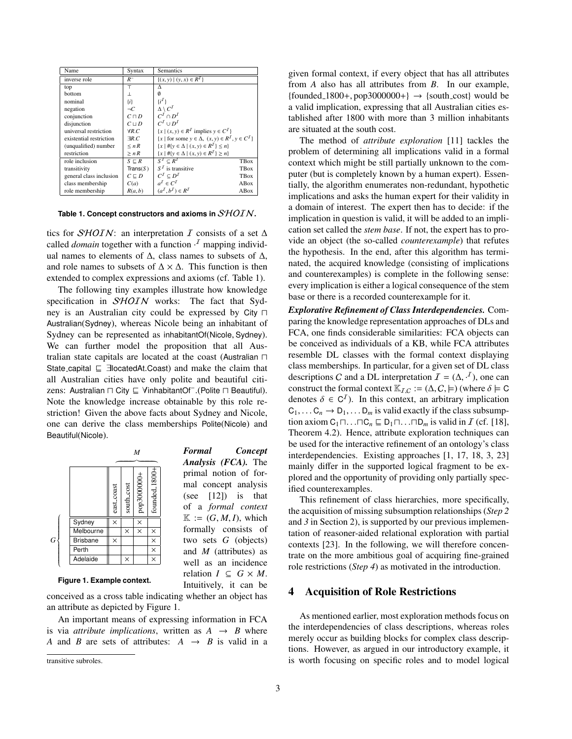| Name | Syntax | Semantics | |
|---|---|---|---|
| inverse role | $R^-$ | $\{(x,y) \mid (y,x) \in R^{\mathcal{I}}\}$ | |
| top | $\top$ | $\Delta$ | |
| bottom | $\bot$ | $\emptyset$ | |
| nominal | $\{i\}$ | $\{i^{\mathcal{I}}\}$ | |
| negation | $\neg C$ | $\Delta \setminus C^{\mathcal{I}}$ | |
| conjunction | $C \sqcap D$ | $C^{\mathcal{I}} \cap D^{\mathcal{I}}$ | |
| disjunction | $C \sqcup D$ | $C^{\mathcal{I}} \cup D^{\mathcal{I}}$ | |
| universal restriction | $\forall R.C$ | $\{x \mid (x,y) \in R^{\mathcal{I}} \text{ implies } y \in C^{\mathcal{I}}\}$ | |
| existential restriction | $\exists R.C$ | $\{x \mid \text{for some } y \in \Delta,\ (x,y) \in R^{\mathcal{I}}, y \in C^{\mathcal{I}}\}$ | |
| (unqualified) number | $\leq n\, R$ | $\{x \mid \#\{y \in \Delta \mid (x,y) \in R^{\mathcal{I}}\} \leq n\}$ | |
| restriction | $\geq n\, R$ | $\{x \mid \#\{y \in \Delta \mid (x,y) \in R^{\mathcal{I}}\} \geq n\}$ | |
| role inclusion | $S \sqsubseteq R$ | $S^{\mathcal{I}} \subseteq R^{\mathcal{I}}$ | TBox |
| transitivity | $\mathsf{Trans}(S)$ | $S^{\mathcal{I}}$ is transitive | TBox |
| general class inclusion | $C \sqsubseteq D$ | $C^{\mathcal{I}} \subseteq D^{\mathcal{I}}$ | TBox |
| class membership | $C(a)$ | $a^{\mathcal{I}} \in C^{\mathcal{I}}$ | ABox |
| role membership | $R(a,b)$ | $(a^{\mathcal{I}}, b^{\mathcal{I}}) \in R^{\mathcal{I}}$ | ABox |

**Table 1. Concept constructors and axioms in $\mathcal{SHOIN}$.**

tics for $\mathcal{SHOIN}$: an interpretation $\mathcal{I}$ consists of a set $\Delta$ called *domain* together with a function $\cdot^{\mathcal{I}}$ mapping individual names to elements of $\Delta$, class names to subsets of $\Delta$, and role names to subsets of $\Delta \times \Delta$. This function is then extended to complex expressions and axioms (cf. Table 1).

The following tiny examples illustrate how knowledge specification in $\mathcal{SHOIN}$ works: The fact that Sydney is an Australian city could be expressed by City $\sqcap$ Australian(Sydney), whereas Nicole being an inhabitant of Sydney can be represented as inhabitantOf(Nicole, Sydney). We can further model the proposition that all Australian state capitals are located at the coast (Australian $\sqcap$ State_capital $\sqsubseteq$ $\exists$locatedAt.Coast) and make the claim that all Australian cities have only polite and beautiful citizens: Australian $\sqcap$ City $\sqsubseteq$ $\forall$inhabitantOf$^-$.(Polite $\sqcap$ Beautiful). Note the knowledge increase obtainable by this role restriction! Given the above facts about Sydney and Nicole, one can derive the class memberships Polite(Nicole) and Beautiful(Nicole).

| | east_coast | south_cost | pop3000000+ | founded_1800+ |
|---|---|---|---|---|
| Sydney | × | | × | |
| Melbourne | | × | × | × |
| Brisbane | × | | | × |
| Perth | | | | × |
| Adelaide | | × | | × |

**Figure 1. Example context.**

***Formal Concept Analysis (FCA).*** The primal notion of formal concept analysis (see [12]) is that of a *formal context* $\mathbb{K} := (G, M, I)$, which formally consists of two sets $G$ (objects) and $M$ (attributes) as well as an incidence relation $I \subseteq G \times M$. Intuitively, it can be conceived as a cross table indicating whether an object has an attribute as depicted by Figure 1.

An important means of expressing information in FCA is via *attribute implications*, written as $A \rightarrow B$ where $A$ and $B$ are sets of attributes: $A \rightarrow B$ is valid in a given formal context, if every object that has all attributes from $A$ also has all attributes from $B$. In our example, {founded_1800+, pop3000000+} $\rightarrow$ {south_cost} would be a valid implication, expressing that all Australian cities established after 1800 with more than 3 million inhabitants are situated at the south cost.

The method of *attribute exploration* [11] tackles the problem of determining all implications valid in a formal context which might be still partially unknown to the computer (but is completely known by a human expert). Essentially, the algorithm enumerates non-redundant, hypothetic implications and asks the human expert for their validity in a domain of interest. The expert then has to decide: if the implication in question is valid, it will be added to an implication set called the *stem base*. If not, the expert has to provide an object (the so-called *counterexample*) that refutes the hypothesis. In the end, after this algorithm has terminated, the acquired knowledge (consisting of implications and counterexamples) is complete in the following sense: every implication is either a logical consequence of the stem base or there is a recorded counterexample for it.

***Explorative Refinement of Class Interdependencies.*** Comparing the knowledge representation approaches of DLs and FCA, one finds considerable similarities: FCA objects can be conceived as individuals of a KB, while FCA attributes resemble DL classes with the formal context displaying class memberships. In particular, for a given set of DL class descriptions $C$ and a DL interpretation $\mathcal{I} = (\Delta, \cdot^{\mathcal{I}})$, one can construct the formal context $\mathbb{K}_{\mathcal{I},C} := (\Delta, C, \models)$ (where $\delta \models \mathsf{C}$ denotes $\delta \in \mathsf{C}^{\mathcal{I}}$). In this context, an arbitrary implication $\mathsf{C}_1, \ldots \mathsf{C}_n \rightarrow \mathsf{D}_1, \ldots \mathsf{D}_m$ is valid exactly if the class subsumption axiom $\mathsf{C}_1 \sqcap \ldots \sqcap \mathsf{C}_n \sqsubseteq \mathsf{D}_1 \sqcap \ldots \sqcap \mathsf{D}_m$ is valid in $\mathcal{I}$ (cf. [18], Theorem 4.2). Hence, attribute exploration techniques can be used for the interactive refinement of an ontology's class interdependencies. Existing approaches [1, 17, 18, 3, 23] mainly differ in the supported logical fragment to be explored and the opportunity of providing only partially specified counterexamples.

This refinement of class hierarchies, more specifically, the acquisition of missing subsumption relationships (*Step 2* and *3* in Section 2), is supported by our previous implementation of reasoner-aided relational exploration with partial contexts [23]. In the following, we will therefore concentrate on the more ambitious goal of acquiring fine-grained role restrictions (*Step 4*) as motivated in the introduction.

## 4 Acquisition of Role Restrictions

As mentioned earlier, most exploration methods focus on the interdependencies of class descriptions, whereas roles merely occur as building blocks for complex class descriptions. However, as argued in our introductory example, it is worth focusing on specific roles and to model logical

transitive subroles.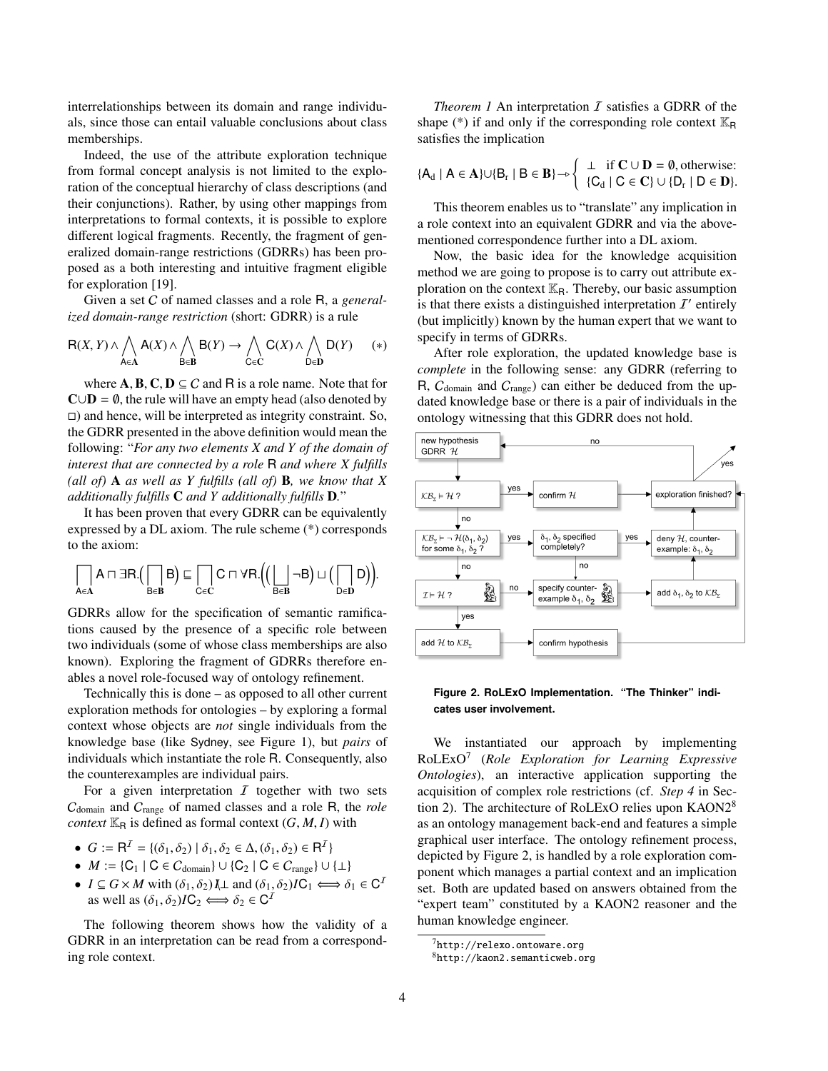interrelationships between its domain and range individuals, since those can entail valuable conclusions about class memberships.

Indeed, the use of the attribute exploration technique from formal concept analysis is not limited to the exploration of the conceptual hierarchy of class descriptions (and their conjunctions). Rather, by using other mappings from interpretations to formal contexts, it is possible to explore different logical fragments. Recently, the fragment of generalized domain-range restrictions (GDRRs) has been proposed as a both interesting and intuitive fragment eligible for exploration [19].

Given a set $C$ of named classes and a role R, a *generalized domain-range restriction* (short: GDRR) is a rule

$$\mathsf{R}(X,Y) \wedge \bigwedge_{\mathsf{A}\in\mathbf{A}} \mathsf{A}(X) \wedge \bigwedge_{\mathsf{B}\in\mathbf{B}} \mathsf{B}(Y) \rightarrow \bigwedge_{\mathsf{C}\in\mathbf{C}} \mathsf{C}(X) \wedge \bigwedge_{\mathsf{D}\in\mathbf{D}} \mathsf{D}(Y) \qquad (*)$$

where $\mathbf{A}, \mathbf{B}, \mathbf{C}, \mathbf{D} \subseteq C$ and R is a role name. Note that for $\mathbf{C}\cup\mathbf{D} = \emptyset$, the rule will have an empty head (also denoted by $\Box$) and hence, will be interpreted as integrity constraint. So, the GDRR presented in the above definition would mean the following: "*For any two elements X and Y of the domain of interest that are connected by a role* R *and where X fulfills (all of)* $\mathbf{A}$ *as well as Y fulfills (all of)* $\mathbf{B}$*, we know that X additionally fulfills* $\mathbf{C}$ *and Y additionally fulfills* $\mathbf{D}$*.*"

It has been proven that every GDRR can be equivalently expressed by a DL axiom. The rule scheme (*) corresponds to the axiom:

$$\bigsqcap_{\mathsf{A}\in\mathbf{A}} \mathsf{A} \sqcap \exists\mathsf{R}.\Big(\bigsqcap_{\mathsf{B}\in\mathbf{B}} \mathsf{B}\Big) \sqsubseteq \bigsqcap_{\mathsf{C}\in\mathbf{C}} \mathsf{C} \sqcap \forall\mathsf{R}.\Big(\Big(\bigsqcup_{\mathsf{B}\in\mathbf{B}} \neg\mathsf{B}\Big) \sqcup \Big(\bigsqcap_{\mathsf{D}\in\mathbf{D}} \mathsf{D}\Big)\Big).$$

GDRRs allow for the specification of semantic ramifications caused by the presence of a specific role between two individuals (some of whose class memberships are also known). Exploring the fragment of GDRRs therefore enables a novel role-focused way of ontology refinement.

Technically this is done – as opposed to all other current exploration methods for ontologies – by exploring a formal context whose objects are *not* single individuals from the knowledge base (like Sydney, see Figure 1), but *pairs* of individuals which instantiate the role R. Consequently, also the counterexamples are individual pairs.

For a given interpretation $\mathcal{I}$ together with two sets $C_{\text{domain}}$ and $C_{\text{range}}$ of named classes and a role R, the *role context* $\mathbb{K}_\mathsf{R}$ is defined as formal context $(G, M, I)$ with

- $G := \mathsf{R}^\mathcal{I} = \{(\delta_1, \delta_2) \mid \delta_1, \delta_2 \in \Delta, (\delta_1, \delta_2) \in \mathsf{R}^\mathcal{I}\}$
- $M := \{\mathsf{C}_1 \mid \mathsf{C} \in C_{\text{domain}}\} \cup \{\mathsf{C}_2 \mid \mathsf{C} \in C_{\text{range}}\} \cup \{\bot\}$
- $I \subseteq G \times M$ with $(\delta_1, \delta_2) \not I \bot$ and $(\delta_1, \delta_2) I \mathsf{C}_1 \iff \delta_1 \in \mathsf{C}^\mathcal{I}$ as well as $(\delta_1, \delta_2) I \mathsf{C}_2 \iff \delta_2 \in \mathsf{C}^\mathcal{I}$

The following theorem shows how the validity of a GDRR in an interpretation can be read from a corresponding role context.

*Theorem 1* An interpretation $\mathcal{I}$ satisfies a GDRR of the shape (*) if and only if the corresponding role context $\mathbb{K}_\mathsf{R}$ satisfies the implication

$$\{\mathsf{A}_\text{d} \mid \mathsf{A} \in \mathbf{A}\} \cup \{\mathsf{B}_\text{r} \mid \mathsf{B} \in \mathbf{B}\} \rightarrow \begin{cases} \bot & \text{if } \mathbf{C} \cup \mathbf{D} = \emptyset, \text{otherwise:} \\ \{\mathsf{C}_\text{d} \mid \mathsf{C} \in \mathbf{C}\} \cup \{\mathsf{D}_\text{r} \mid \mathsf{D} \in \mathbf{D}\}. \end{cases}$$

This theorem enables us to "translate" any implication in a role context into an equivalent GDRR and via the above-mentioned correspondence further into a DL axiom.

Now, the basic idea for the knowledge acquisition method we are going to propose is to carry out attribute exploration on the context $\mathbb{K}_\mathsf{R}$. Thereby, our basic assumption is that there exists a distinguished interpretation $\mathcal{I}'$ entirely (but implicitly) known by the human expert that we want to specify in terms of GDRRs.

After role exploration, the updated knowledge base is *complete* in the following sense: any GDRR (referring to R, $C_{\text{domain}}$ and $C_{\text{range}}$) can either be deduced from the updated knowledge base or there is a pair of individuals in the ontology witnessing that this GDRR does not hold.

**Figure 2. RoLExO Implementation. "The Thinker" indicates user involvement.**

We instantiated our approach by implementing RoLExO[7] (*Role Exploration for Learning Expressive Ontologies*), an interactive application supporting the acquisition of complex role restrictions (cf. *Step 4* in Section 2). The architecture of RoLExO relies upon KAON2[8] as an ontology management back-end and features a simple graphical user interface. The ontology refinement process, depicted by Figure 2, is handled by a role exploration component which manages a partial context and an implication set. Both are updated based on answers obtained from the "expert team" constituted by a KAON2 reasoner and the human knowledge engineer.

[7] http://relexo.ontoware.org

[8] http://kaon2.semanticweb.org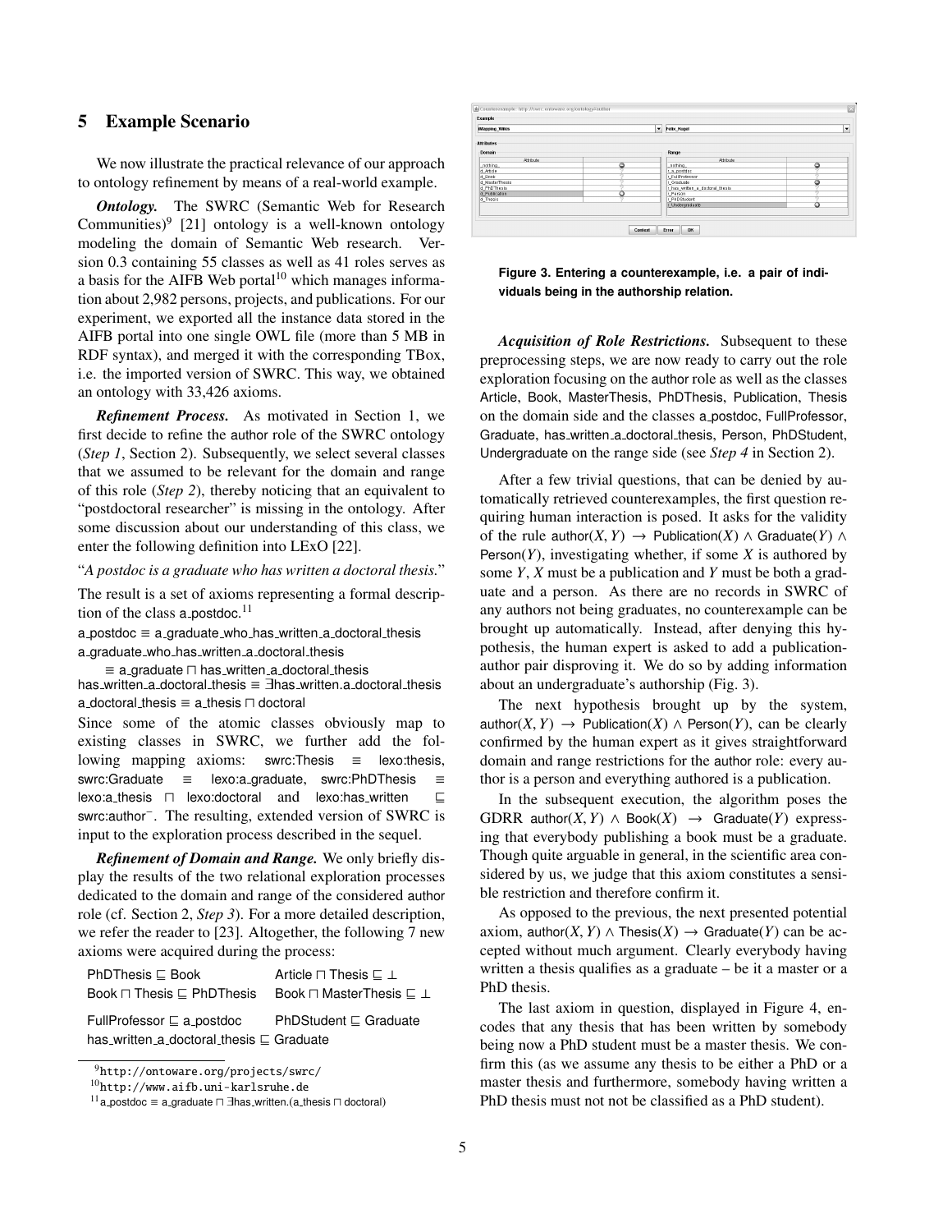## 5 Example Scenario

We now illustrate the practical relevance of our approach to ontology refinement by means of a real-world example.

***Ontology.*** The SWRC (Semantic Web for Research Communities)[9] [21] ontology is a well-known ontology modeling the domain of Semantic Web research. Version 0.3 containing 55 classes as well as 41 roles serves as a basis for the AIFB Web portal[10] which manages information about 2,982 persons, projects, and publications. For our experiment, we exported all the instance data stored in the AIFB portal into one single OWL file (more than 5 MB in RDF syntax), and merged it with the corresponding TBox, i.e. the imported version of SWRC. This way, we obtained an ontology with 33,426 axioms.

***Refinement Process.*** As motivated in Section 1, we first decide to refine the author role of the SWRC ontology (*Step 1*, Section 2). Subsequently, we select several classes that we assumed to be relevant for the domain and range of this role (*Step 2*), thereby noticing that an equivalent to "postdoctoral researcher" is missing in the ontology. After some discussion about our understanding of this class, we enter the following definition into LExO [22].

"*A postdoc is a graduate who has written a doctoral thesis.*"

The result is a set of axioms representing a formal description of the class a_postdoc.[11]

a_postdoc ≡ a_graduate_who_has_written_a_doctoral_thesis
a_graduate_who_has_written_a_doctoral_thesis
    ≡ a_graduate ⊓ has_written_a_doctoral_thesis
has_written_a_doctoral_thesis ≡ ∃has_written.a_doctoral_thesis
a_doctoral_thesis ≡ a_thesis ⊓ doctoral

Since some of the atomic classes obviously map to existing classes in SWRC, we further add the following mapping axioms: swrc:Thesis ≡ lexo:thesis, swrc:Graduate ≡ lexo:a_graduate, swrc:PhDThesis ≡ lexo:a_thesis ⊓ lexo:doctoral and lexo:has_written ⊑ swrc:author$^{-}$. The resulting, extended version of SWRC is input to the exploration process described in the sequel.

***Refinement of Domain and Range.*** We only briefly display the results of the two relational exploration processes dedicated to the domain and range of the considered author role (cf. Section 2, *Step 3*). For a more detailed description, we refer the reader to [23]. Altogether, the following 7 new axioms were acquired during the process:

PhDThesis ⊑ Book    Article ⊓ Thesis ⊑ ⊥
Book ⊓ Thesis ⊑ PhDThesis    Book ⊓ MasterThesis ⊑ ⊥
FullProfessor ⊑ a_postdoc    PhDStudent ⊑ Graduate
has_written_a_doctoral_thesis ⊑ Graduate

Figure 3. Entering a counterexample, i.e. a pair of individuals being in the authorship relation.

***Acquisition of Role Restrictions.*** Subsequent to these preprocessing steps, we are now ready to carry out the role exploration focusing on the author role as well as the classes Article, Book, MasterThesis, PhDThesis, Publication, Thesis on the domain side and the classes a_postdoc, FullProfessor, Graduate, has_written_a_doctoral_thesis, Person, PhDStudent, Undergraduate on the range side (see *Step 4* in Section 2).

After a few trivial questions, that can be denied by automatically retrieved counterexamples, the first question requiring human interaction is posed. It asks for the validity of the rule author$(X, Y)$ → Publication$(X)$ ∧ Graduate$(Y)$ ∧ Person$(Y)$, investigating whether, if some $X$ is authored by some $Y$, $X$ must be a publication and $Y$ must be both a graduate and a person. As there are no records in SWRC of any authors not being graduates, no counterexample can be brought up automatically. Instead, after denying this hypothesis, the human expert is asked to add a publication-author pair disproving it. We do so by adding information about an undergraduate's authorship (Fig. 3).

The next hypothesis brought up by the system, author$(X, Y)$ → Publication$(X)$ ∧ Person$(Y)$, can be clearly confirmed by the human expert as it gives straightforward domain and range restrictions for the author role: every author is a person and everything authored is a publication.

In the subsequent execution, the algorithm poses the GDRR author$(X, Y)$ ∧ Book$(X)$ → Graduate$(Y)$ expressing that everybody publishing a book must be a graduate. Though quite arguable in general, in the scientific area considered by us, we judge that this axiom constitutes a sensible restriction and therefore confirm it.

As opposed to the previous, the next presented potential axiom, author$(X, Y)$ ∧ Thesis$(X)$ → Graduate$(Y)$ can be accepted without much argument. Clearly everybody having written a thesis qualifies as a graduate – be it a master or a PhD thesis.

The last axiom in question, displayed in Figure 4, encodes that any thesis that has been written by somebody being now a PhD student must be a master thesis. We confirm this (as we assume any thesis to be either a PhD or a master thesis and furthermore, somebody having written a PhD thesis must not not be classified as a PhD student).

[9] http://ontoware.org/projects/swrc/

[10] http://www.aifb.uni-karlsruhe.de

[11] a_postdoc ≡ a_graduate ⊓ ∃has_written.(a_thesis ⊓ doctoral)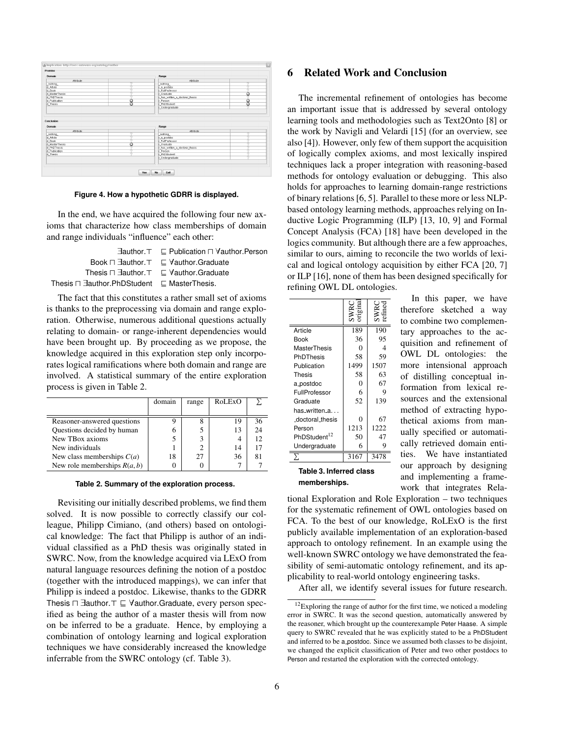**Figure 4. How a hypothetic GDRR is displayed.**

In the end, we have acquired the following four new axioms that characterize how class memberships of domain and range individuals "influence" each other:

$$\exists\text{author}.\top \sqsubseteq \text{Publication} \sqcap \forall\text{author}.\text{Person}$$
$$\text{Book} \sqcap \exists\text{author}.\top \sqsubseteq \forall\text{author}.\text{Graduate}$$
$$\text{Thesis} \sqcap \exists\text{author}.\top \sqsubseteq \forall\text{author}.\text{Graduate}$$
$$\text{Thesis} \sqcap \exists\text{author}.\text{PhDStudent} \sqsubseteq \text{MasterThesis}.$$

The fact that this constitutes a rather small set of axioms is thanks to the preprocessing via domain and range exploration. Otherwise, numerous additional questions actually relating to domain- or range-inherent dependencies would have been brought up. By proceeding as we propose, the knowledge acquired in this exploration step only incorporates logical ramifications where both domain and range are involved. A statistical summary of the entire exploration process is given in Table 2.

| | domain | range | RoLExO | $\sum$ |
|---|---|---|---|---|
| Reasoner-answered questions | 9 | 8 | 19 | 36 |
| Questions decided by human | 6 | 5 | 13 | 24 |
| New TBox axioms | 5 | 3 | 4 | 12 |
| New individuals | 1 | 2 | 14 | 17 |
| New class memberships $C(a)$ | 18 | 27 | 36 | 81 |
| New role memberships $R(a, b)$ | 0 | 0 | 7 | 7 |

**Table 2. Summary of the exploration process.**

Revisiting our initially described problems, we find them solved. It is now possible to correctly classify our colleague, Philipp Cimiano, (and others) based on ontological knowledge: The fact that Philipp is author of an individual classified as a PhD thesis was originally stated in SWRC. Now, from the knowledge acquired via LExO from natural language resources defining the notion of a postdoc (together with the introduced mappings), we can infer that Philipp is indeed a postdoc. Likewise, thanks to the GDRR Thesis $\sqcap$ $\exists$author.$\top$ $\sqsubseteq$ $\forall$author.Graduate, every person specified as being the author of a master thesis will from now on be inferred to be a graduate. Hence, by employing a combination of ontology learning and logical exploration techniques we have considerably increased the knowledge inferrable from the SWRC ontology (cf. Table 3).

## 6 Related Work and Conclusion

The incremental refinement of ontologies has become an important issue that is addressed by several ontology learning tools and methodologies such as Text2Onto [8] or the work by Navigli and Velardi [15] (for an overview, see also [4]). However, only few of them support the acquisition of logically complex axioms, and most lexically inspired techniques lack a proper integration with reasoning-based methods for ontology evaluation or debugging. This also holds for approaches to learning domain-range restrictions of binary relations [6, 5]. Parallel to these more or less NLP-based ontology learning methods, approaches relying on Inductive Logic Programming (ILP) [13, 10, 9] and Formal Concept Analysis (FCA) [18] have been developed in the logics community. But although there are a few approaches, similar to ours, aiming to reconcile the two worlds of lexical and logical ontology acquisition by either FCA [20, 7] or ILP [16], none of them has been designed specifically for refining OWL DL ontologies.

| | SWRC original | SWRC refined |
|---|---|---|
| Article | 189 | 190 |
| Book | 36 | 95 |
| MasterThesis | 0 | 4 |
| PhDThesis | 58 | 59 |
| Publication | 1499 | 1507 |
| Thesis | 58 | 63 |
| a_postdoc | 0 | 67 |
| FullProfessor | 6 | 9 |
| Graduate | 52 | 139 |
| has_written_a..._doctoral_thesis | 0 | 67 |
| Person | 1213 | 1222 |
| PhDStudent[12] | 50 | 47 |
| Undergraduate | 6 | 9 |
| $\sum$ | 3167 | 3478 |

**Table 3. Inferred class memberships.**

In this paper, we have therefore sketched a way to combine two complementary approaches to the acquisition and refinement of OWL DL ontologies: the more intensional approach of distilling conceptual information from lexical resources and the extensional method of extracting hypothetical axioms from manually specified or automatically retrieved domain entities. We have instantiated our approach by designing and implementing a framework that integrates Relational Exploration and Role Exploration – two techniques for the systematic refinement of OWL ontologies based on FCA. To the best of our knowledge, RoLExO is the first publicly available implementation of an exploration-based approach to ontology refinement. In an example using the well-known SWRC ontology we have demonstrated the feasibility of semi-automatic ontology refinement, and its applicability to real-world ontology engineering tasks.

After all, we identify several issues for future research.

[12] Exploring the range of author for the first time, we noticed a modeling error in SWRC. It was the second question, automatically answered by the reasoner, which brought up the counterexample Peter Haase. A simple query to SWRC revealed that he was explicitly stated to be a PhDStudent and inferred to be a_postdoc. Since we assumed both classes to be disjoint, we changed the explicit classification of Peter and two other postdocs to Person and restarted the exploration with the corrected ontology.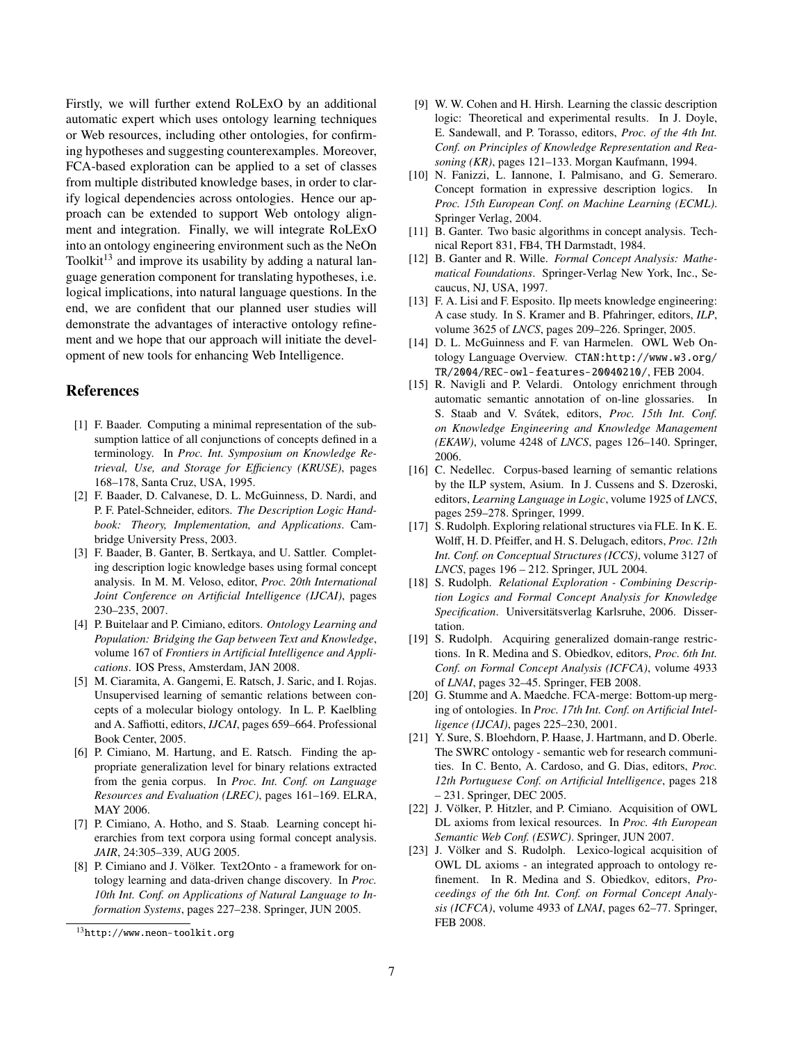Firstly, we will further extend RoLExO by an additional automatic expert which uses ontology learning techniques or Web resources, including other ontologies, for confirming hypotheses and suggesting counterexamples. Moreover, FCA-based exploration can be applied to a set of classes from multiple distributed knowledge bases, in order to clarify logical dependencies across ontologies. Hence our approach can be extended to support Web ontology alignment and integration. Finally, we will integrate RoLExO into an ontology engineering environment such as the NeOn Toolkit[13] and improve its usability by adding a natural language generation component for translating hypotheses, i.e. logical implications, into natural language questions. In the end, we are confident that our planned user studies will demonstrate the advantages of interactive ontology refinement and we hope that our approach will initiate the development of new tools for enhancing Web Intelligence.

## References

[1] F. Baader. Computing a minimal representation of the subsumption lattice of all conjunctions of concepts defined in a terminology. In *Proc. Int. Symposium on Knowledge Retrieval, Use, and Storage for Efficiency (KRUSE)*, pages 168–178, Santa Cruz, USA, 1995.

[2] F. Baader, D. Calvanese, D. L. McGuinness, D. Nardi, and P. F. Patel-Schneider, editors. *The Description Logic Handbook: Theory, Implementation, and Applications*. Cambridge University Press, 2003.

[3] F. Baader, B. Ganter, B. Sertkaya, and U. Sattler. Completing description logic knowledge bases using formal concept analysis. In M. M. Veloso, editor, *Proc. 20th International Joint Conference on Artificial Intelligence (IJCAI)*, pages 230–235, 2007.

[4] P. Buitelaar and P. Cimiano, editors. *Ontology Learning and Population: Bridging the Gap between Text and Knowledge*, volume 167 of *Frontiers in Artificial Intelligence and Applications*. IOS Press, Amsterdam, JAN 2008.

[5] M. Ciaramita, A. Gangemi, E. Ratsch, J. Saric, and I. Rojas. Unsupervised learning of semantic relations between concepts of a molecular biology ontology. In L. P. Kaelbling and A. Saffiotti, editors, *IJCAI*, pages 659–664. Professional Book Center, 2005.

[6] P. Cimiano, M. Hartung, and E. Ratsch. Finding the appropriate generalization level for binary relations extracted from the genia corpus. In *Proc. Int. Conf. on Language Resources and Evaluation (LREC)*, pages 161–169. ELRA, MAY 2006.

[7] P. Cimiano, A. Hotho, and S. Staab. Learning concept hierarchies from text corpora using formal concept analysis. *JAIR*, 24:305–339, AUG 2005.

[8] P. Cimiano and J. Völker. Text2Onto - a framework for ontology learning and data-driven change discovery. In *Proc. 10th Int. Conf. on Applications of Natural Language to Information Systems*, pages 227–238. Springer, JUN 2005.

[9] W. W. Cohen and H. Hirsh. Learning the classic description logic: Theoretical and experimental results. In J. Doyle, E. Sandewall, and P. Torasso, editors, *Proc. of the 4th Int. Conf. on Principles of Knowledge Representation and Reasoning (KR)*, pages 121–133. Morgan Kaufmann, 1994.

[10] N. Fanizzi, L. Iannone, I. Palmisano, and G. Semeraro. Concept formation in expressive description logics. In *Proc. 15th European Conf. on Machine Learning (ECML)*. Springer Verlag, 2004.

[11] B. Ganter. Two basic algorithms in concept analysis. Technical Report 831, FB4, TH Darmstadt, 1984.

[12] B. Ganter and R. Wille. *Formal Concept Analysis: Mathematical Foundations*. Springer-Verlag New York, Inc., Secaucus, NJ, USA, 1997.

[13] F. A. Lisi and F. Esposito. Ilp meets knowledge engineering: A case study. In S. Kramer and B. Pfahringer, editors, *ILP*, volume 3625 of *LNCS*, pages 209–226. Springer, 2005.

[14] D. L. McGuinness and F. van Harmelen. OWL Web Ontology Language Overview. CTAN:http://www.w3.org/TR/2004/REC-owl-features-20040210/, FEB 2004.

[15] R. Navigli and P. Velardi. Ontology enrichment through automatic semantic annotation of on-line glossaries. In S. Staab and V. Svátek, editors, *Proc. 15th Int. Conf. on Knowledge Engineering and Knowledge Management (EKAW)*, volume 4248 of *LNCS*, pages 126–140. Springer, 2006.

[16] C. Nedellec. Corpus-based learning of semantic relations by the ILP system, Asium. In J. Cussens and S. Dzeroski, editors, *Learning Language in Logic*, volume 1925 of *LNCS*, pages 259–278. Springer, 1999.

[17] S. Rudolph. Exploring relational structures via FLE. In K. E. Wolff, H. D. Pfeiffer, and H. S. Delugach, editors, *Proc. 12th Int. Conf. on Conceptual Structures (ICCS)*, volume 3127 of *LNCS*, pages 196 – 212. Springer, JUL 2004.

[18] S. Rudolph. *Relational Exploration - Combining Description Logics and Formal Concept Analysis for Knowledge Specification*. Universitätsverlag Karlsruhe, 2006. Dissertation.

[19] S. Rudolph. Acquiring generalized domain-range restrictions. In R. Medina and S. Obiedkov, editors, *Proc. 6th Int. Conf. on Formal Concept Analysis (ICFCA)*, volume 4933 of *LNAI*, pages 32–45. Springer, FEB 2008.

[20] G. Stumme and A. Maedche. FCA-merge: Bottom-up merging of ontologies. In *Proc. 17th Int. Conf. on Artificial Intelligence (IJCAI)*, pages 225–230, 2001.

[21] Y. Sure, S. Bloehdorn, P. Haase, J. Hartmann, and D. Oberle. The SWRC ontology - semantic web for research communities. In C. Bento, A. Cardoso, and G. Dias, editors, *Proc. 12th Portuguese Conf. on Artificial Intelligence*, pages 218 – 231. Springer, DEC 2005.

[22] J. Völker, P. Hitzler, and P. Cimiano. Acquisition of OWL DL axioms from lexical resources. In *Proc. 4th European Semantic Web Conf. (ESWC)*. Springer, JUN 2007.

[23] J. Völker and S. Rudolph. Lexico-logical acquisition of OWL DL axioms - an integrated approach to ontology refinement. In R. Medina and S. Obiedkov, editors, *Proceedings of the 6th Int. Conf. on Formal Concept Analysis (ICFCA)*, volume 4933 of *LNAI*, pages 62–77. Springer, FEB 2008.

[13] http://www.neon-toolkit.org